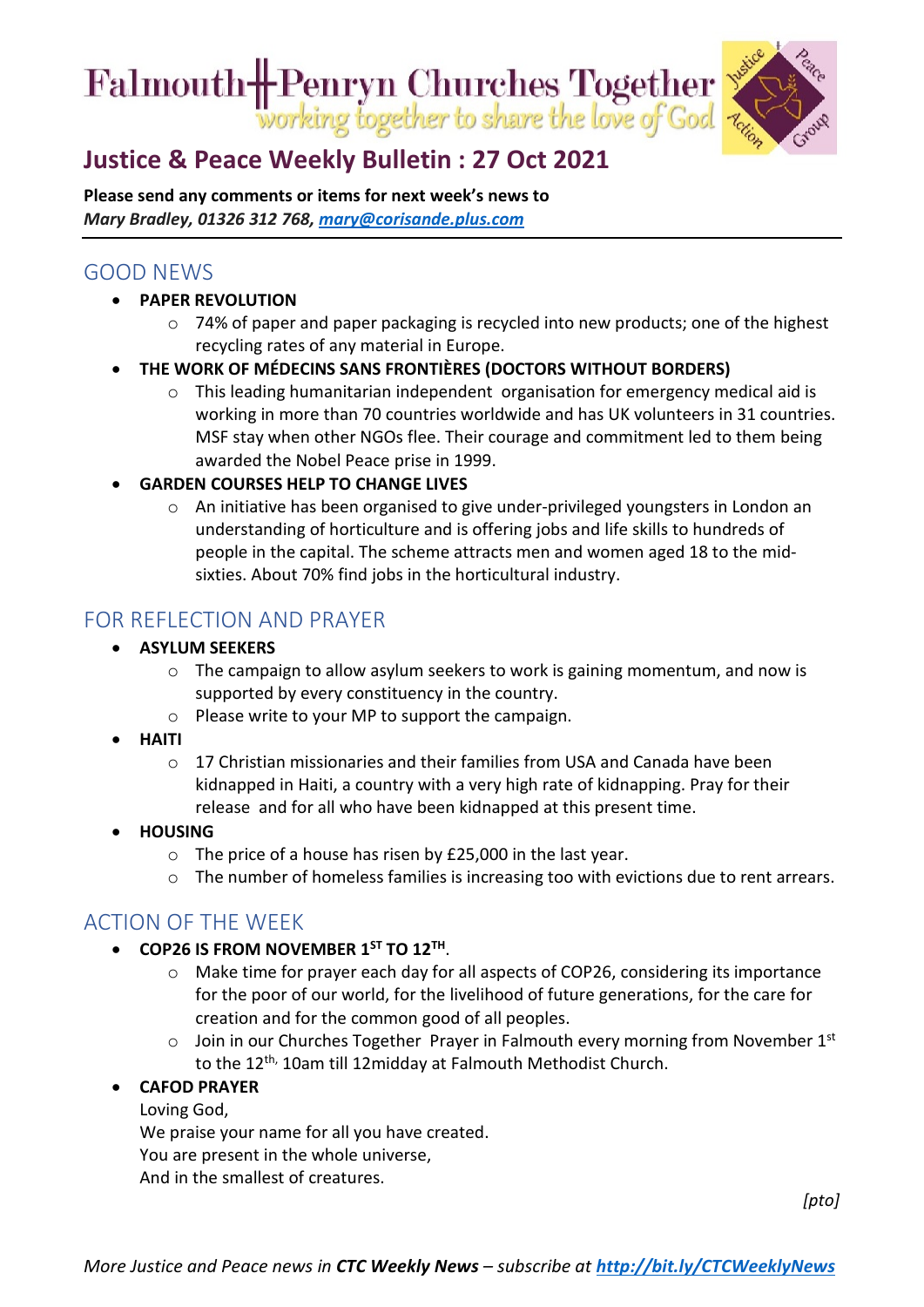# Falmouth + Penryn Churches Together

*working together to share the love of God*

## Justice & Peace Weekly Bulletin : 27 Oct 2021

**Please send any comments or items for next week's news to**
***Mary Bradley, 01326 312 768, mary@corisande.plus.com***

## GOOD NEWS

- **PAPER REVOLUTION**
  - 74% of paper and paper packaging is recycled into new products; one of the highest recycling rates of any material in Europe.
- **THE WORK OF MÉDECINS SANS FRONTIÈRES (DOCTORS WITHOUT BORDERS)**
  - This leading humanitarian independent organisation for emergency medical aid is working in more than 70 countries worldwide and has UK volunteers in 31 countries. MSF stay when other NGOs flee. Their courage and commitment led to them being awarded the Nobel Peace prise in 1999.
- **GARDEN COURSES HELP TO CHANGE LIVES**
  - An initiative has been organised to give under-privileged youngsters in London an understanding of horticulture and is offering jobs and life skills to hundreds of people in the capital. The scheme attracts men and women aged 18 to the mid-sixties. About 70% find jobs in the horticultural industry.

## FOR REFLECTION AND PRAYER

- **ASYLUM SEEKERS**
  - The campaign to allow asylum seekers to work is gaining momentum, and now is supported by every constituency in the country.
  - Please write to your MP to support the campaign.
- **HAITI**
  - 17 Christian missionaries and their families from USA and Canada have been kidnapped in Haiti, a country with a very high rate of kidnapping. Pray for their release and for all who have been kidnapped at this present time.
- **HOUSING**
  - The price of a house has risen by £25,000 in the last year.
  - The number of homeless families is increasing too with evictions due to rent arrears.

## ACTION OF THE WEEK

- **COP26 IS FROM NOVEMBER 1ST TO 12TH**.
  - Make time for prayer each day for all aspects of COP26, considering its importance for the poor of our world, for the livelihood of future generations, for the care for creation and for the common good of all peoples.
  - Join in our Churches Together Prayer in Falmouth every morning from November 1st to the 12th, 10am till 12midday at Falmouth Methodist Church.
- **CAFOD PRAYER**

  Loving God,
  We praise your name for all you have created.
  You are present in the whole universe,
  And in the smallest of creatures.

*[pto]*

*More Justice and Peace news in **CTC Weekly News** – subscribe at **http://bit.ly/CTCWeeklyNews***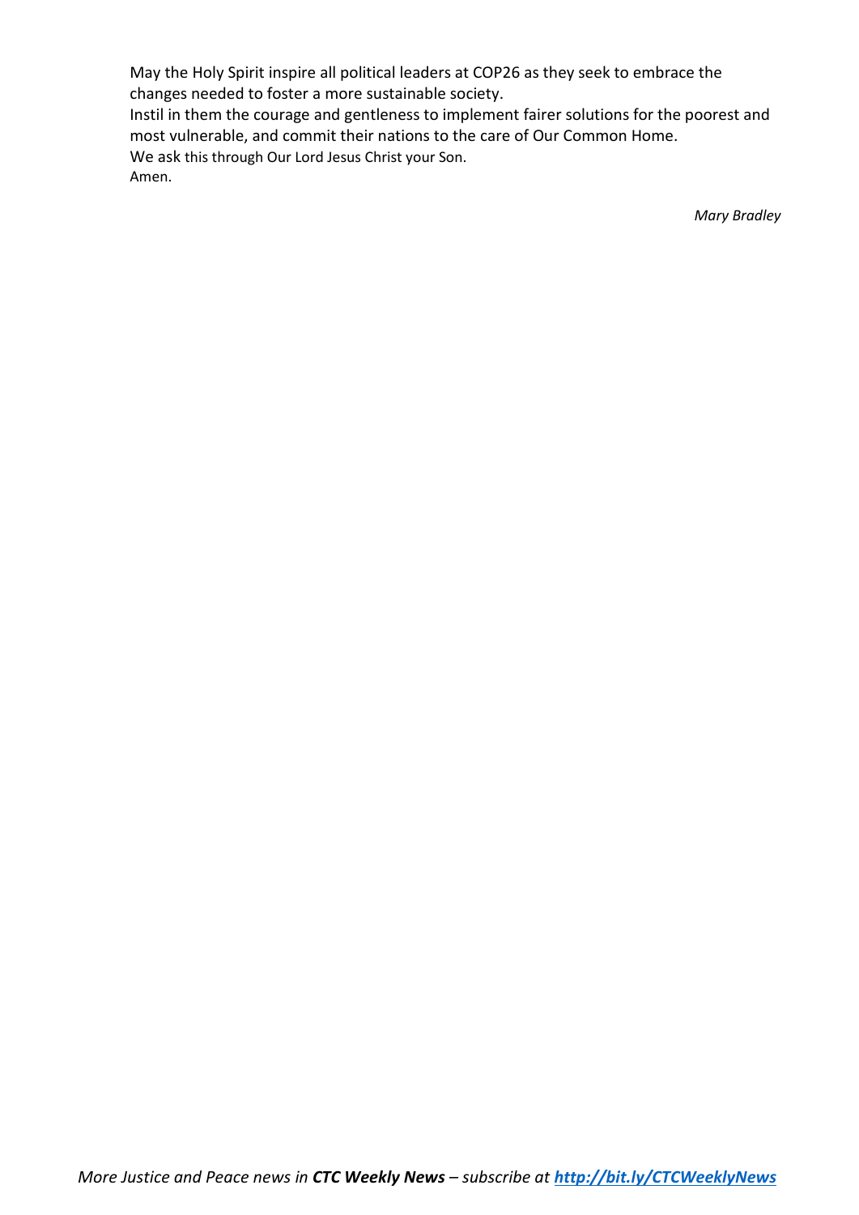May the Holy Spirit inspire all political leaders at COP26 as they seek to embrace the changes needed to foster a more sustainable society.
Instil in them the courage and gentleness to implement fairer solutions for the poorest and most vulnerable, and commit their nations to the care of Our Common Home.
We ask this through Our Lord Jesus Christ your Son.
Amen.

*Mary Bradley*

*More Justice and Peace news in **CTC Weekly News** – subscribe at **http://bit.ly/CTCWeeklyNews***